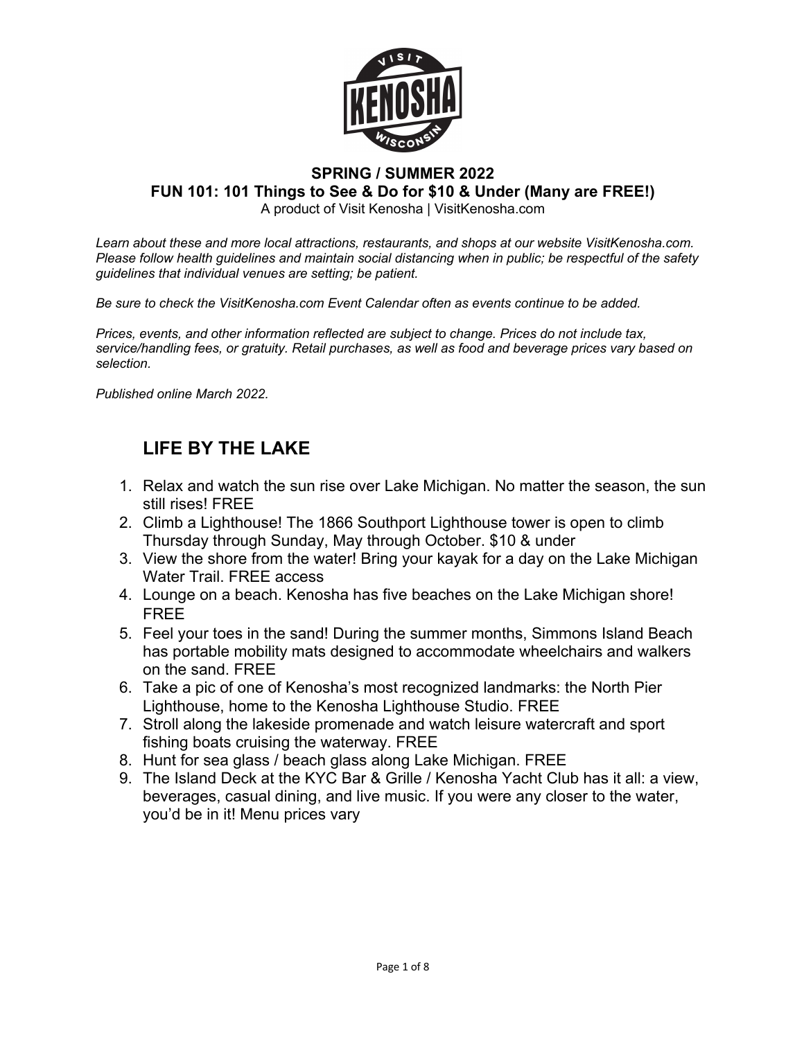**SPRING / SUMMER 2022**
**FUN 101: 101 Things to See & Do for $10 & Under (Many are FREE!)**
A product of Visit Kenosha | VisitKenosha.com

*Learn about these and more local attractions, restaurants, and shops at our website VisitKenosha.com. Please follow health guidelines and maintain social distancing when in public; be respectful of the safety guidelines that individual venues are setting; be patient.*

*Be sure to check the VisitKenosha.com Event Calendar often as events continue to be added.*

*Prices, events, and other information reflected are subject to change. Prices do not include tax, service/handling fees, or gratuity. Retail purchases, as well as food and beverage prices vary based on selection.*

*Published online March 2022.*

## LIFE BY THE LAKE

1. Relax and watch the sun rise over Lake Michigan. No matter the season, the sun still rises! FREE
2. Climb a Lighthouse! The 1866 Southport Lighthouse tower is open to climb Thursday through Sunday, May through October. $10 & under
3. View the shore from the water! Bring your kayak for a day on the Lake Michigan Water Trail. FREE access
4. Lounge on a beach. Kenosha has five beaches on the Lake Michigan shore! FREE
5. Feel your toes in the sand! During the summer months, Simmons Island Beach has portable mobility mats designed to accommodate wheelchairs and walkers on the sand. FREE
6. Take a pic of one of Kenosha's most recognized landmarks: the North Pier Lighthouse, home to the Kenosha Lighthouse Studio. FREE
7. Stroll along the lakeside promenade and watch leisure watercraft and sport fishing boats cruising the waterway. FREE
8. Hunt for sea glass / beach glass along Lake Michigan. FREE
9. The Island Deck at the KYC Bar & Grille / Kenosha Yacht Club has it all: a view, beverages, casual dining, and live music. If you were any closer to the water, you'd be in it! Menu prices vary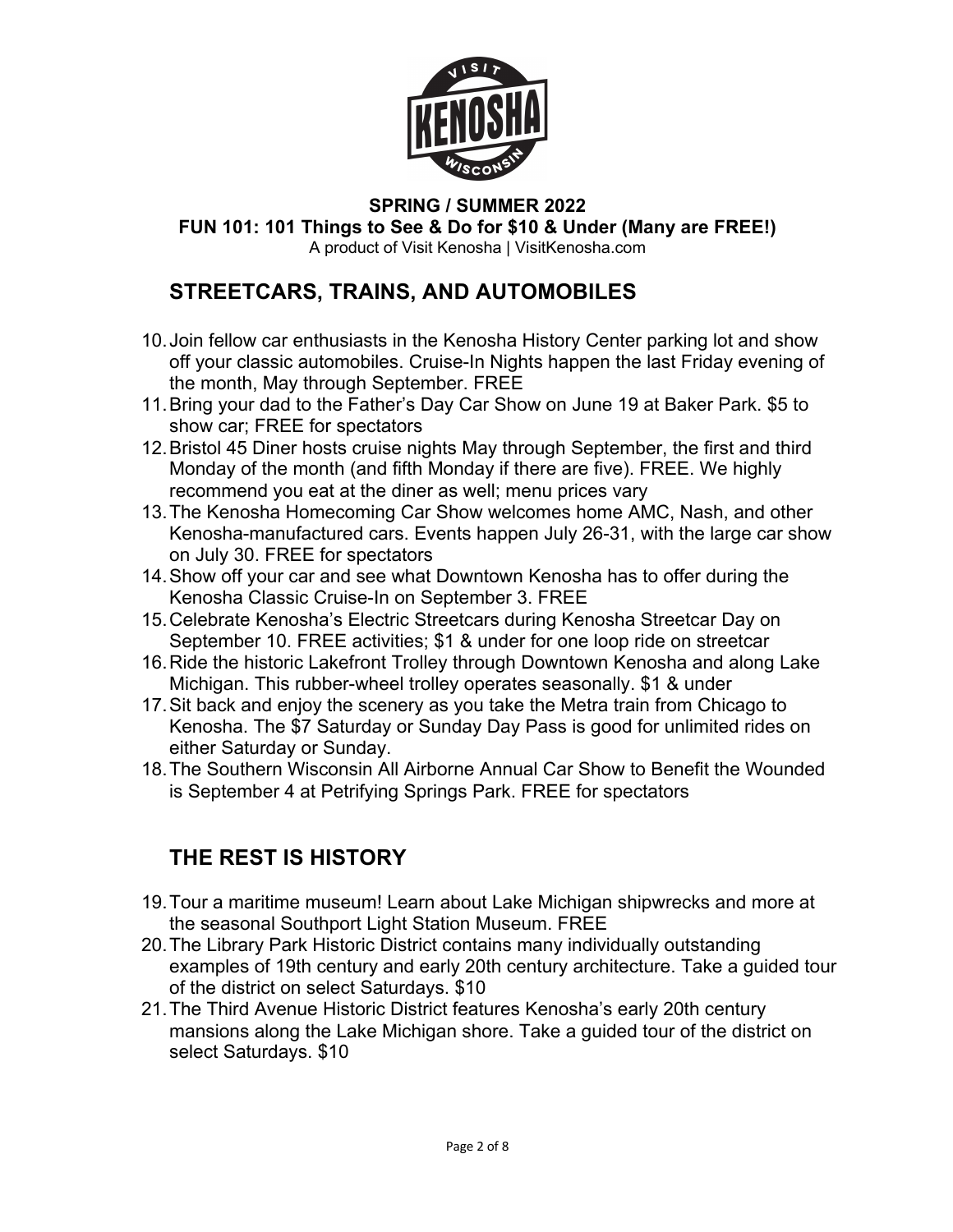**SPRING / SUMMER 2022**
**FUN 101: 101 Things to See & Do for $10 & Under (Many are FREE!)**
A product of Visit Kenosha | VisitKenosha.com

## STREETCARS, TRAINS, AND AUTOMOBILES

10. Join fellow car enthusiasts in the Kenosha History Center parking lot and show off your classic automobiles. Cruise-In Nights happen the last Friday evening of the month, May through September. FREE
11. Bring your dad to the Father's Day Car Show on June 19 at Baker Park. $5 to show car; FREE for spectators
12. Bristol 45 Diner hosts cruise nights May through September, the first and third Monday of the month (and fifth Monday if there are five). FREE. We highly recommend you eat at the diner as well; menu prices vary
13. The Kenosha Homecoming Car Show welcomes home AMC, Nash, and other Kenosha-manufactured cars. Events happen July 26-31, with the large car show on July 30. FREE for spectators
14. Show off your car and see what Downtown Kenosha has to offer during the Kenosha Classic Cruise-In on September 3. FREE
15. Celebrate Kenosha's Electric Streetcars during Kenosha Streetcar Day on September 10. FREE activities; $1 & under for one loop ride on streetcar
16. Ride the historic Lakefront Trolley through Downtown Kenosha and along Lake Michigan. This rubber-wheel trolley operates seasonally. $1 & under
17. Sit back and enjoy the scenery as you take the Metra train from Chicago to Kenosha. The $7 Saturday or Sunday Day Pass is good for unlimited rides on either Saturday or Sunday.
18. The Southern Wisconsin All Airborne Annual Car Show to Benefit the Wounded is September 4 at Petrifying Springs Park. FREE for spectators

## THE REST IS HISTORY

19. Tour a maritime museum! Learn about Lake Michigan shipwrecks and more at the seasonal Southport Light Station Museum. FREE
20. The Library Park Historic District contains many individually outstanding examples of 19th century and early 20th century architecture. Take a guided tour of the district on select Saturdays. $10
21. The Third Avenue Historic District features Kenosha's early 20th century mansions along the Lake Michigan shore. Take a guided tour of the district on select Saturdays. $10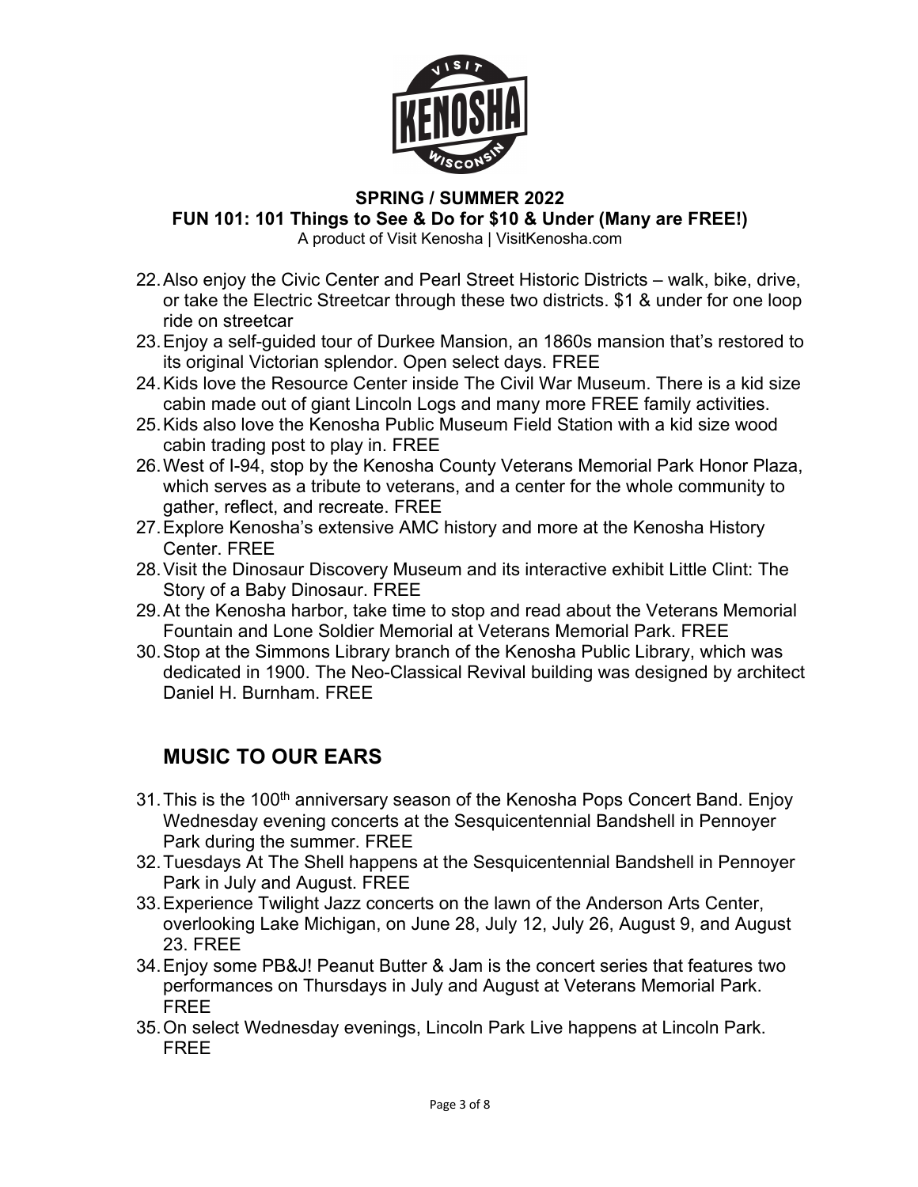**SPRING / SUMMER 2022**

**FUN 101: 101 Things to See & Do for $10 & Under (Many are FREE!)**

A product of Visit Kenosha | VisitKenosha.com

22. Also enjoy the Civic Center and Pearl Street Historic Districts – walk, bike, drive, or take the Electric Streetcar through these two districts. $1 & under for one loop ride on streetcar
23. Enjoy a self-guided tour of Durkee Mansion, an 1860s mansion that's restored to its original Victorian splendor. Open select days. FREE
24. Kids love the Resource Center inside The Civil War Museum. There is a kid size cabin made out of giant Lincoln Logs and many more FREE family activities.
25. Kids also love the Kenosha Public Museum Field Station with a kid size wood cabin trading post to play in. FREE
26. West of I-94, stop by the Kenosha County Veterans Memorial Park Honor Plaza, which serves as a tribute to veterans, and a center for the whole community to gather, reflect, and recreate. FREE
27. Explore Kenosha's extensive AMC history and more at the Kenosha History Center. FREE
28. Visit the Dinosaur Discovery Museum and its interactive exhibit Little Clint: The Story of a Baby Dinosaur. FREE
29. At the Kenosha harbor, take time to stop and read about the Veterans Memorial Fountain and Lone Soldier Memorial at Veterans Memorial Park. FREE
30. Stop at the Simmons Library branch of the Kenosha Public Library, which was dedicated in 1900. The Neo-Classical Revival building was designed by architect Daniel H. Burnham. FREE

## MUSIC TO OUR EARS

31. This is the 100th anniversary season of the Kenosha Pops Concert Band. Enjoy Wednesday evening concerts at the Sesquicentennial Bandshell in Pennoyer Park during the summer. FREE
32. Tuesdays At The Shell happens at the Sesquicentennial Bandshell in Pennoyer Park in July and August. FREE
33. Experience Twilight Jazz concerts on the lawn of the Anderson Arts Center, overlooking Lake Michigan, on June 28, July 12, July 26, August 9, and August 23. FREE
34. Enjoy some PB&J! Peanut Butter & Jam is the concert series that features two performances on Thursdays in July and August at Veterans Memorial Park. FREE
35. On select Wednesday evenings, Lincoln Park Live happens at Lincoln Park. FREE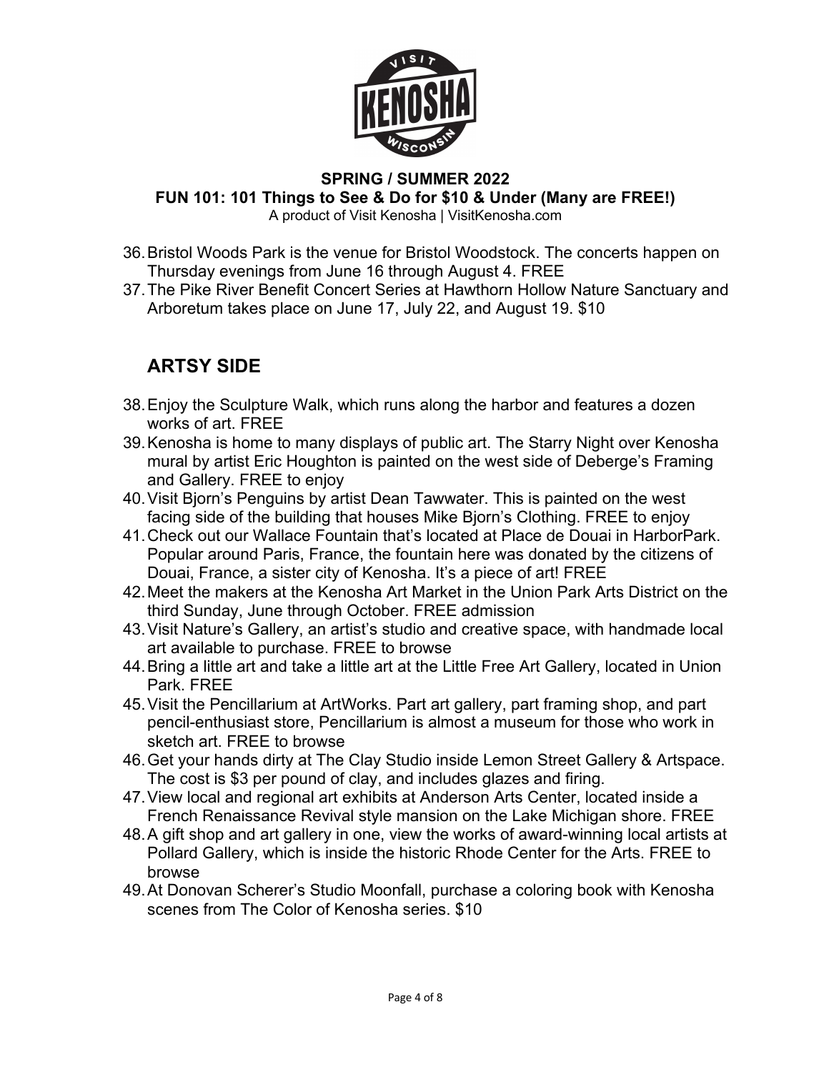**SPRING / SUMMER 2022**
**FUN 101: 101 Things to See & Do for $10 & Under (Many are FREE!)**
A product of Visit Kenosha | VisitKenosha.com

36. Bristol Woods Park is the venue for Bristol Woodstock. The concerts happen on Thursday evenings from June 16 through August 4. FREE
37. The Pike River Benefit Concert Series at Hawthorn Hollow Nature Sanctuary and Arboretum takes place on June 17, July 22, and August 19. $10

## ARTSY SIDE

38. Enjoy the Sculpture Walk, which runs along the harbor and features a dozen works of art. FREE
39. Kenosha is home to many displays of public art. The Starry Night over Kenosha mural by artist Eric Houghton is painted on the west side of Deberge's Framing and Gallery. FREE to enjoy
40. Visit Bjorn's Penguins by artist Dean Tawwater. This is painted on the west facing side of the building that houses Mike Bjorn's Clothing. FREE to enjoy
41. Check out our Wallace Fountain that's located at Place de Douai in HarborPark. Popular around Paris, France, the fountain here was donated by the citizens of Douai, France, a sister city of Kenosha. It's a piece of art! FREE
42. Meet the makers at the Kenosha Art Market in the Union Park Arts District on the third Sunday, June through October. FREE admission
43. Visit Nature's Gallery, an artist's studio and creative space, with handmade local art available to purchase. FREE to browse
44. Bring a little art and take a little art at the Little Free Art Gallery, located in Union Park. FREE
45. Visit the Pencillarium at ArtWorks. Part art gallery, part framing shop, and part pencil-enthusiast store, Pencillarium is almost a museum for those who work in sketch art. FREE to browse
46. Get your hands dirty at The Clay Studio inside Lemon Street Gallery & Artspace. The cost is $3 per pound of clay, and includes glazes and firing.
47. View local and regional art exhibits at Anderson Arts Center, located inside a French Renaissance Revival style mansion on the Lake Michigan shore. FREE
48. A gift shop and art gallery in one, view the works of award-winning local artists at Pollard Gallery, which is inside the historic Rhode Center for the Arts. FREE to browse
49. At Donovan Scherer's Studio Moonfall, purchase a coloring book with Kenosha scenes from The Color of Kenosha series. $10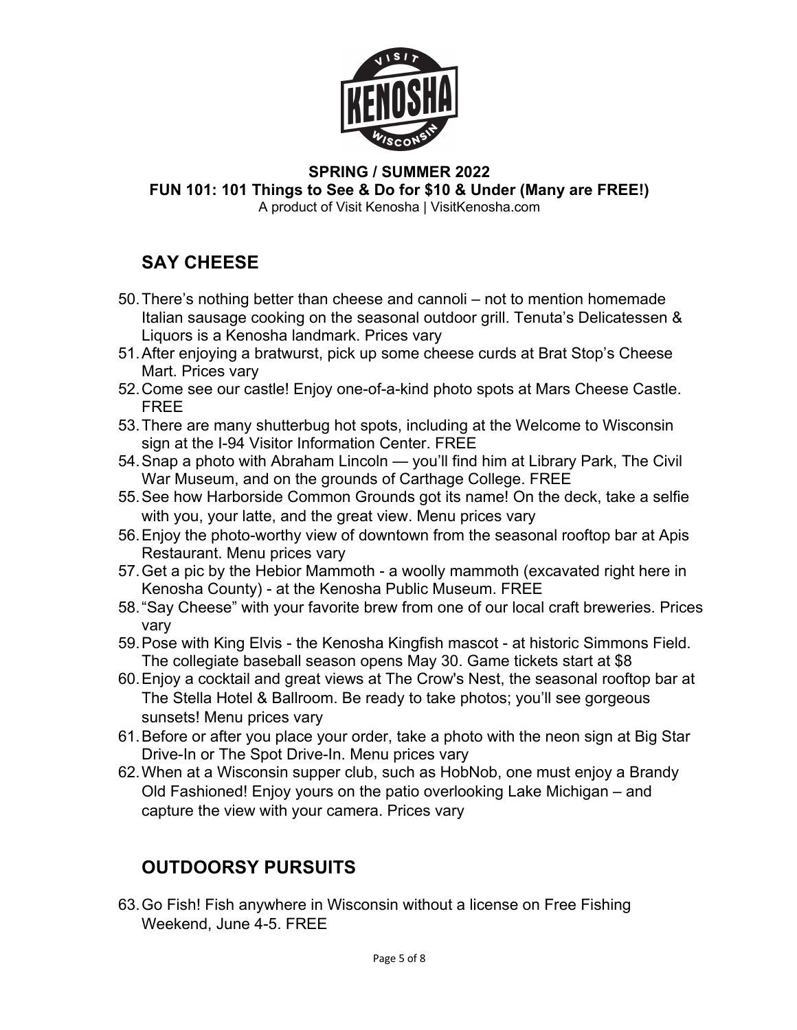**SPRING / SUMMER 2022**
**FUN 101: 101 Things to See & Do for $10 & Under (Many are FREE!)**
A product of Visit Kenosha | VisitKenosha.com

## SAY CHEESE

50. There's nothing better than cheese and cannoli – not to mention homemade Italian sausage cooking on the seasonal outdoor grill. Tenuta's Delicatessen & Liquors is a Kenosha landmark. Prices vary
51. After enjoying a bratwurst, pick up some cheese curds at Brat Stop's Cheese Mart. Prices vary
52. Come see our castle! Enjoy one-of-a-kind photo spots at Mars Cheese Castle. FREE
53. There are many shutterbug hot spots, including at the Welcome to Wisconsin sign at the I-94 Visitor Information Center. FREE
54. Snap a photo with Abraham Lincoln — you'll find him at Library Park, The Civil War Museum, and on the grounds of Carthage College. FREE
55. See how Harborside Common Grounds got its name! On the deck, take a selfie with you, your latte, and the great view. Menu prices vary
56. Enjoy the photo-worthy view of downtown from the seasonal rooftop bar at Apis Restaurant. Menu prices vary
57. Get a pic by the Hebior Mammoth - a woolly mammoth (excavated right here in Kenosha County) - at the Kenosha Public Museum. FREE
58. "Say Cheese" with your favorite brew from one of our local craft breweries. Prices vary
59. Pose with King Elvis - the Kenosha Kingfish mascot - at historic Simmons Field. The collegiate baseball season opens May 30. Game tickets start at $8
60. Enjoy a cocktail and great views at The Crow's Nest, the seasonal rooftop bar at The Stella Hotel & Ballroom. Be ready to take photos; you'll see gorgeous sunsets! Menu prices vary
61. Before or after you place your order, take a photo with the neon sign at Big Star Drive-In or The Spot Drive-In. Menu prices vary
62. When at a Wisconsin supper club, such as HobNob, one must enjoy a Brandy Old Fashioned! Enjoy yours on the patio overlooking Lake Michigan – and capture the view with your camera. Prices vary

## OUTDOORSY PURSUITS

63. Go Fish! Fish anywhere in Wisconsin without a license on Free Fishing Weekend, June 4-5. FREE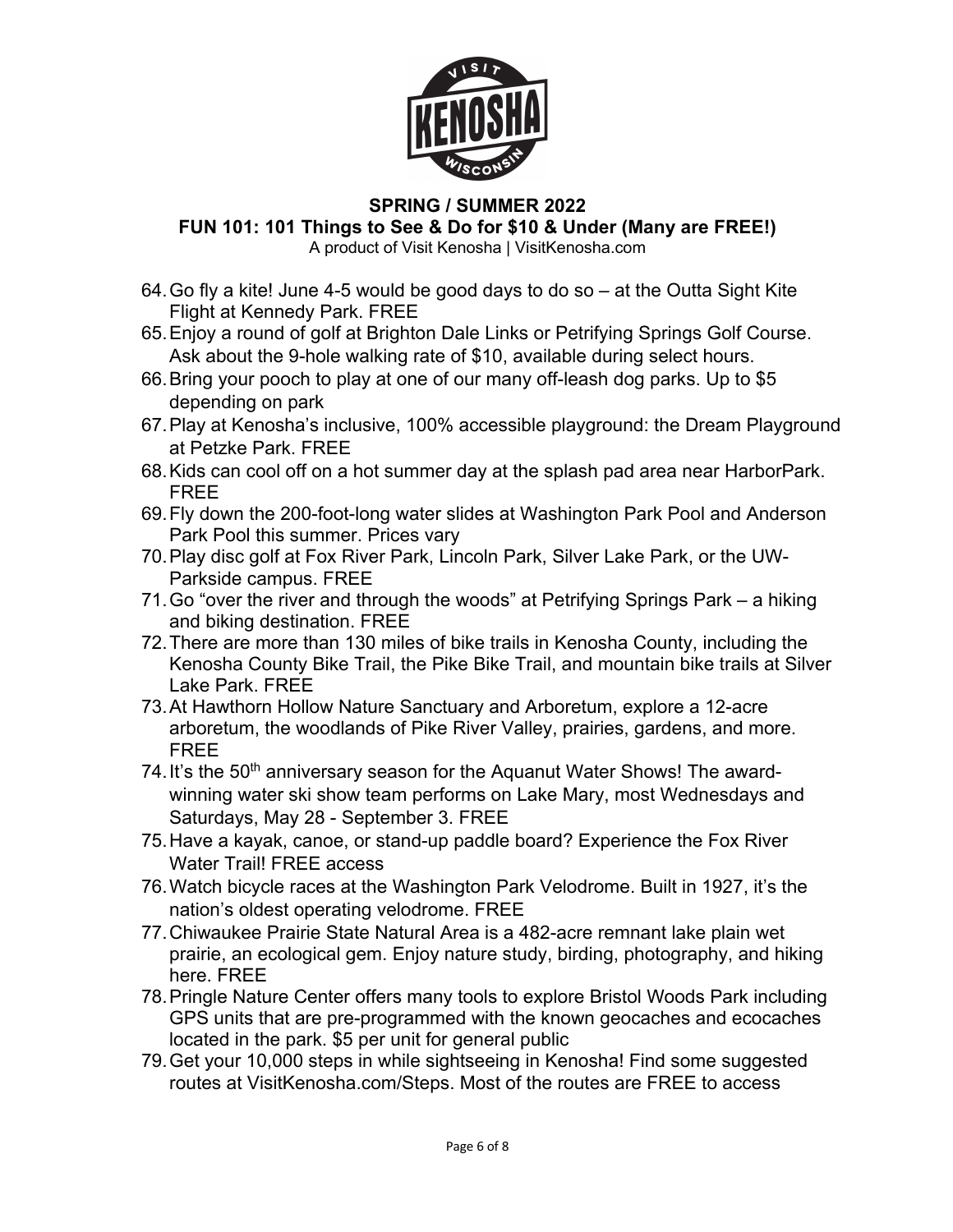**SPRING / SUMMER 2022**

**FUN 101: 101 Things to See & Do for $10 & Under (Many are FREE!)**

A product of Visit Kenosha | VisitKenosha.com

64. Go fly a kite! June 4-5 would be good days to do so – at the Outta Sight Kite Flight at Kennedy Park. FREE
65. Enjoy a round of golf at Brighton Dale Links or Petrifying Springs Golf Course. Ask about the 9-hole walking rate of $10, available during select hours.
66. Bring your pooch to play at one of our many off-leash dog parks. Up to $5 depending on park
67. Play at Kenosha's inclusive, 100% accessible playground: the Dream Playground at Petzke Park. FREE
68. Kids can cool off on a hot summer day at the splash pad area near HarborPark. FREE
69. Fly down the 200-foot-long water slides at Washington Park Pool and Anderson Park Pool this summer. Prices vary
70. Play disc golf at Fox River Park, Lincoln Park, Silver Lake Park, or the UW-Parkside campus. FREE
71. Go "over the river and through the woods" at Petrifying Springs Park – a hiking and biking destination. FREE
72. There are more than 130 miles of bike trails in Kenosha County, including the Kenosha County Bike Trail, the Pike Bike Trail, and mountain bike trails at Silver Lake Park. FREE
73. At Hawthorn Hollow Nature Sanctuary and Arboretum, explore a 12-acre arboretum, the woodlands of Pike River Valley, prairies, gardens, and more. FREE
74. It's the 50th anniversary season for the Aquanut Water Shows! The award-winning water ski show team performs on Lake Mary, most Wednesdays and Saturdays, May 28 - September 3. FREE
75. Have a kayak, canoe, or stand-up paddle board? Experience the Fox River Water Trail! FREE access
76. Watch bicycle races at the Washington Park Velodrome. Built in 1927, it's the nation's oldest operating velodrome. FREE
77. Chiwaukee Prairie State Natural Area is a 482-acre remnant lake plain wet prairie, an ecological gem. Enjoy nature study, birding, photography, and hiking here. FREE
78. Pringle Nature Center offers many tools to explore Bristol Woods Park including GPS units that are pre-programmed with the known geocaches and ecocaches located in the park. $5 per unit for general public
79. Get your 10,000 steps in while sightseeing in Kenosha! Find some suggested routes at VisitKenosha.com/Steps. Most of the routes are FREE to access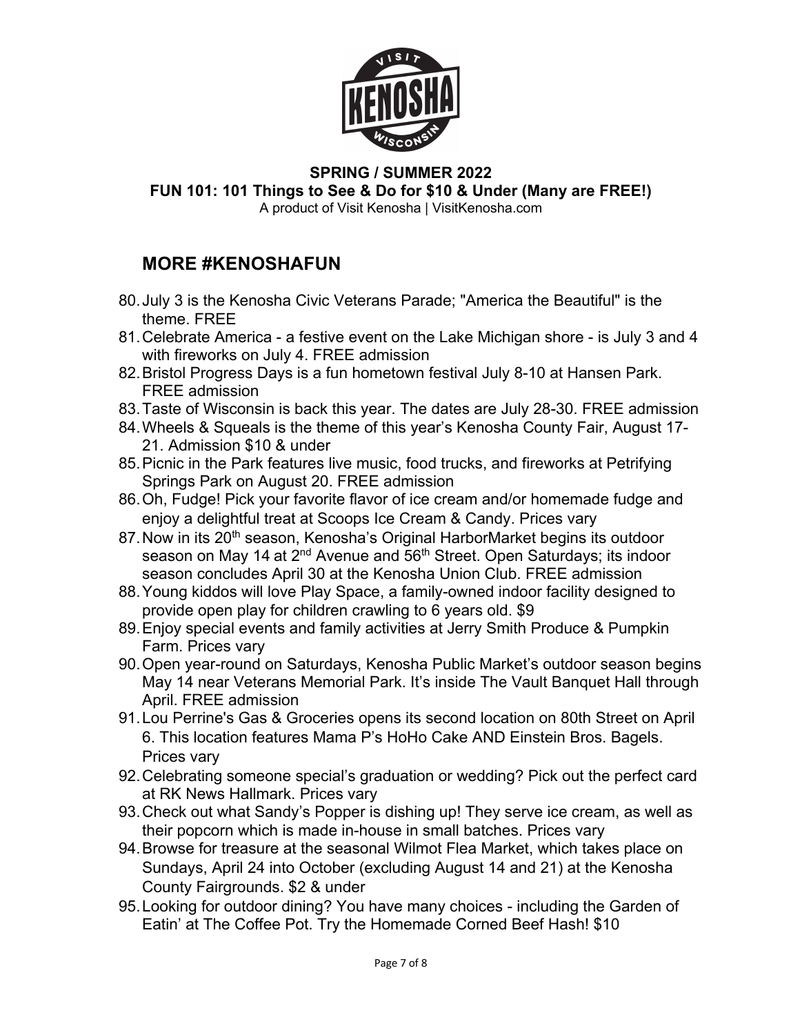**SPRING / SUMMER 2022**
**FUN 101: 101 Things to See & Do for $10 & Under (Many are FREE!)**
A product of Visit Kenosha | VisitKenosha.com

## MORE #KENOSHAFUN

80. July 3 is the Kenosha Civic Veterans Parade; "America the Beautiful" is the theme. FREE
81. Celebrate America - a festive event on the Lake Michigan shore - is July 3 and 4 with fireworks on July 4. FREE admission
82. Bristol Progress Days is a fun hometown festival July 8-10 at Hansen Park. FREE admission
83. Taste of Wisconsin is back this year. The dates are July 28-30. FREE admission
84. Wheels & Squeals is the theme of this year's Kenosha County Fair, August 17-21. Admission $10 & under
85. Picnic in the Park features live music, food trucks, and fireworks at Petrifying Springs Park on August 20. FREE admission
86. Oh, Fudge! Pick your favorite flavor of ice cream and/or homemade fudge and enjoy a delightful treat at Scoops Ice Cream & Candy. Prices vary
87. Now in its 20th season, Kenosha's Original HarborMarket begins its outdoor season on May 14 at 2nd Avenue and 56th Street. Open Saturdays; its indoor season concludes April 30 at the Kenosha Union Club. FREE admission
88. Young kiddos will love Play Space, a family-owned indoor facility designed to provide open play for children crawling to 6 years old. $9
89. Enjoy special events and family activities at Jerry Smith Produce & Pumpkin Farm. Prices vary
90. Open year-round on Saturdays, Kenosha Public Market's outdoor season begins May 14 near Veterans Memorial Park. It's inside The Vault Banquet Hall through April. FREE admission
91. Lou Perrine's Gas & Groceries opens its second location on 80th Street on April 6. This location features Mama P's HoHo Cake AND Einstein Bros. Bagels. Prices vary
92. Celebrating someone special's graduation or wedding? Pick out the perfect card at RK News Hallmark. Prices vary
93. Check out what Sandy's Popper is dishing up! They serve ice cream, as well as their popcorn which is made in-house in small batches. Prices vary
94. Browse for treasure at the seasonal Wilmot Flea Market, which takes place on Sundays, April 24 into October (excluding August 14 and 21) at the Kenosha County Fairgrounds. $2 & under
95. Looking for outdoor dining? You have many choices - including the Garden of Eatin' at The Coffee Pot. Try the Homemade Corned Beef Hash! $10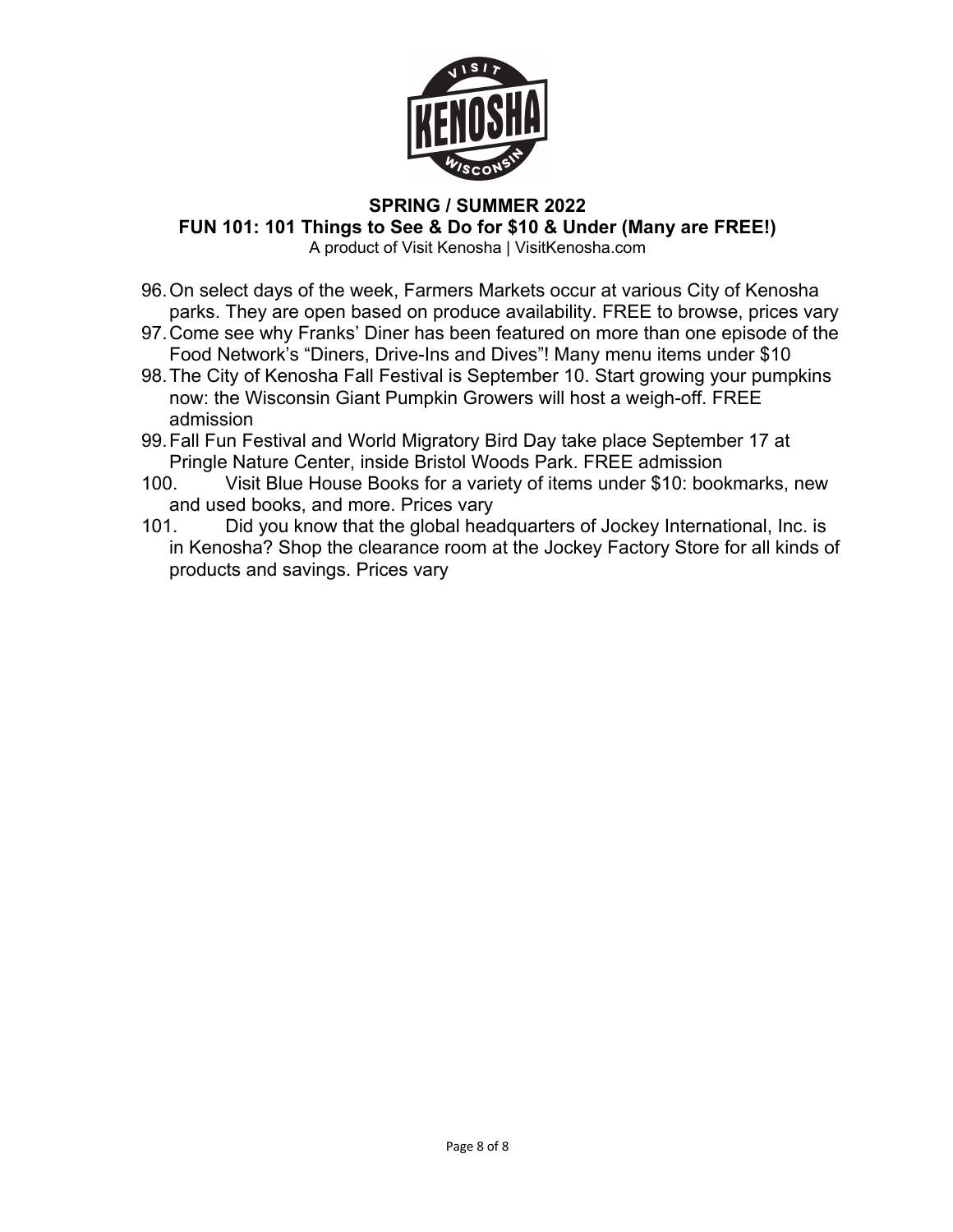**SPRING / SUMMER 2022**

**FUN 101: 101 Things to See & Do for $10 & Under (Many are FREE!)**

A product of Visit Kenosha | VisitKenosha.com

96. On select days of the week, Farmers Markets occur at various City of Kenosha parks. They are open based on produce availability. FREE to browse, prices vary
97. Come see why Franks' Diner has been featured on more than one episode of the Food Network's "Diners, Drive-Ins and Dives"! Many menu items under $10
98. The City of Kenosha Fall Festival is September 10. Start growing your pumpkins now: the Wisconsin Giant Pumpkin Growers will host a weigh-off. FREE admission
99. Fall Fun Festival and World Migratory Bird Day take place September 17 at Pringle Nature Center, inside Bristol Woods Park. FREE admission
100. Visit Blue House Books for a variety of items under $10: bookmarks, new and used books, and more. Prices vary
101. Did you know that the global headquarters of Jockey International, Inc. is in Kenosha? Shop the clearance room at the Jockey Factory Store for all kinds of products and savings. Prices vary